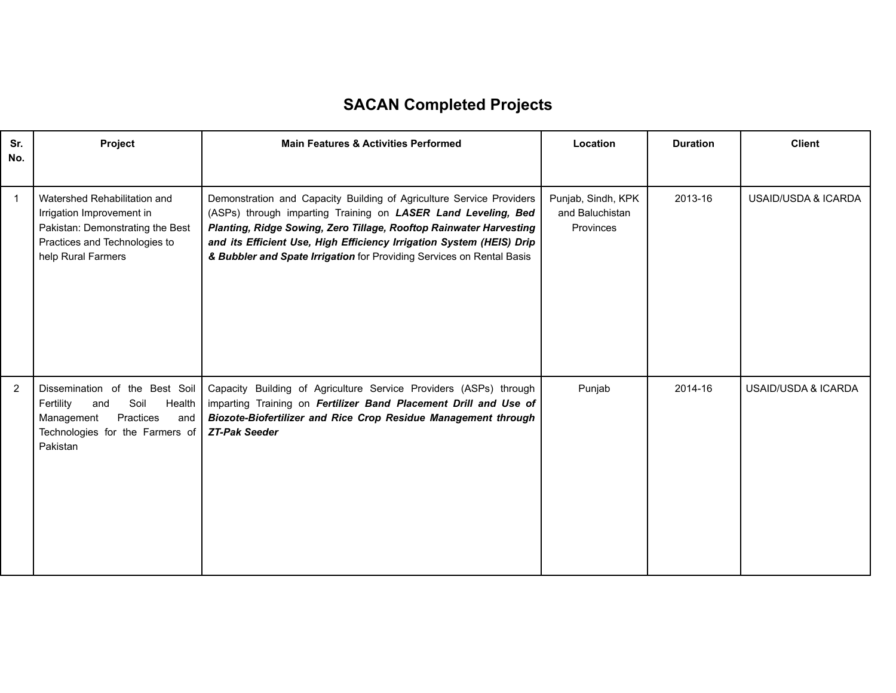# SACAN Completed Projects

| Sr. No. | Project | Main Features & Activities Performed | Location | Duration | Client |
|---|---|---|---|---|---|
| 1 | Watershed Rehabilitation and Irrigation Improvement in Pakistan: Demonstrating the Best Practices and Technologies to help Rural Farmers | Demonstration and Capacity Building of Agriculture Service Providers (ASPs) through imparting Training on ***LASER Land Leveling, Bed Planting, Ridge Sowing, Zero Tillage, Rooftop Rainwater Harvesting and its Efficient Use, High Efficiency Irrigation System (HEIS) Drip & Bubbler and Spate Irrigation*** for Providing Services on Rental Basis | Punjab, Sindh, KPK and Baluchistan Provinces | 2013-16 | USAID/USDA & ICARDA |
| 2 | Dissemination of the Best Soil Fertility and Soil Health Management Practices and Technologies for the Farmers of Pakistan | Capacity Building of Agriculture Service Providers (ASPs) through imparting Training on ***Fertilizer Band Placement Drill and Use of Biozote-Biofertilizer and Rice Crop Residue Management through ZT-Pak Seeder*** | Punjab | 2014-16 | USAID/USDA & ICARDA |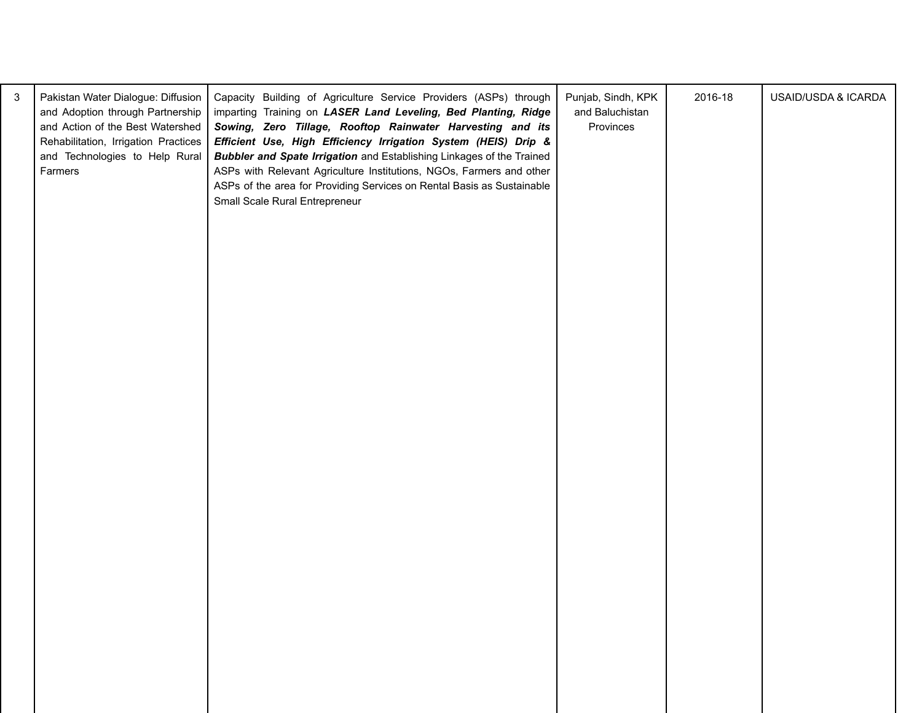| 3 | Pakistan Water Dialogue: Diffusion and Adoption through Partnership and Action of the Best Watershed Rehabilitation, Irrigation Practices and Technologies to Help Rural Farmers | Capacity Building of Agriculture Service Providers (ASPs) through imparting Training on ***LASER Land Leveling, Bed Planting, Ridge Sowing, Zero Tillage, Rooftop Rainwater Harvesting and its Efficient Use, High Efficiency Irrigation System (HEIS) Drip & Bubbler and Spate Irrigation*** and Establishing Linkages of the Trained ASPs with Relevant Agriculture Institutions, NGOs, Farmers and other ASPs of the area for Providing Services on Rental Basis as Sustainable Small Scale Rural Entrepreneur | Punjab, Sindh, KPK and Baluchistan Provinces | 2016-18 | USAID/USDA & ICARDA |
|---|---|---|---|---|---|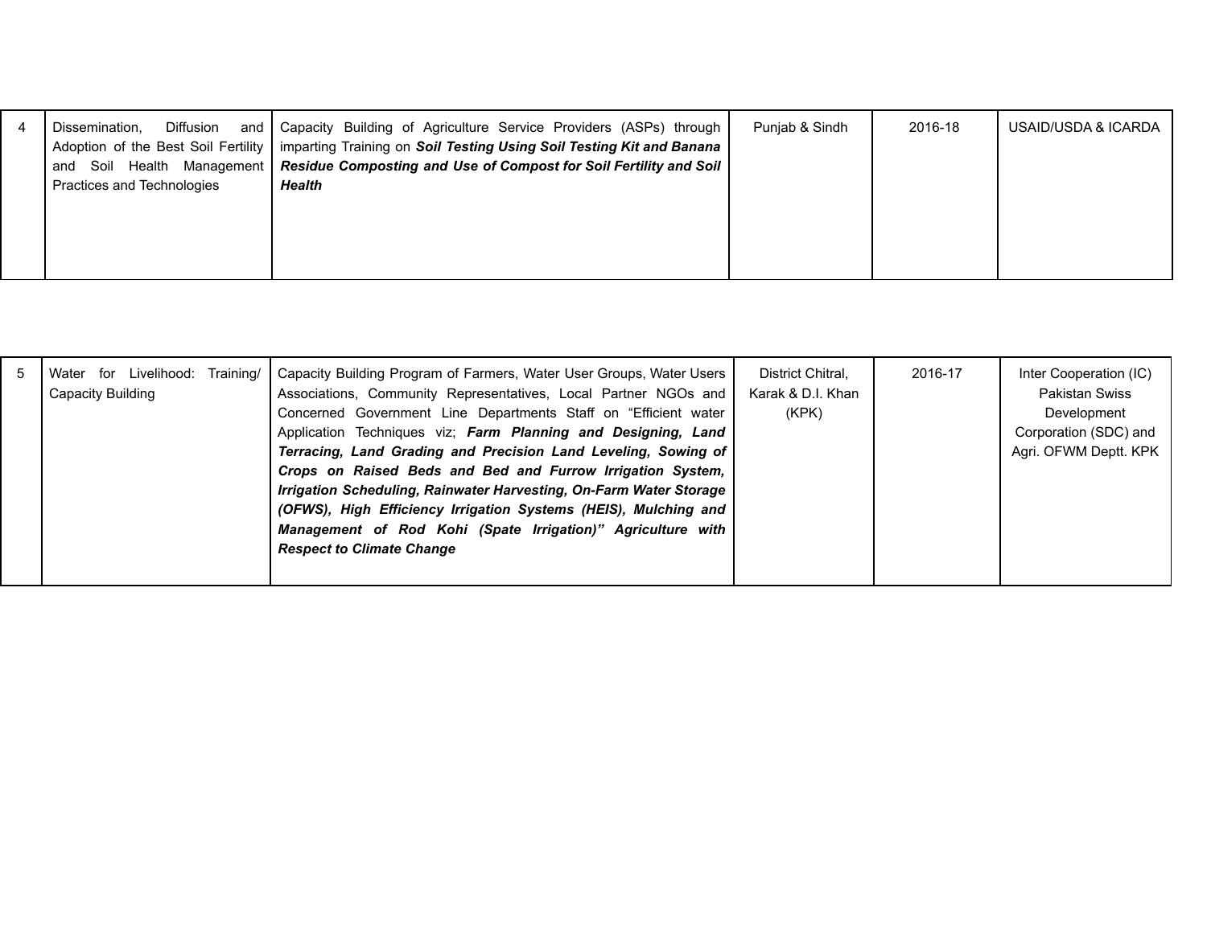| | | | | | |
|---|---|---|---|---|---|
| 4 | Dissemination, Diffusion and Adoption of the Best Soil Fertility and Soil Health Management Practices and Technologies | Capacity Building of Agriculture Service Providers (ASPs) through imparting Training on ***Soil Testing Using Soil Testing Kit and Banana Residue Composting and Use of Compost for Soil Fertility and Soil Health*** | Punjab & Sindh | 2016-18 | USAID/USDA & ICARDA |
| 5 | Water for Livelihood: Training/ Capacity Building | Capacity Building Program of Farmers, Water User Groups, Water Users Associations, Community Representatives, Local Partner NGOs and Concerned Government Line Departments Staff on "Efficient water Application Techniques viz; ***Farm Planning and Designing, Land Terracing, Land Grading and Precision Land Leveling, Sowing of Crops on Raised Beds and Bed and Furrow Irrigation System, Irrigation Scheduling, Rainwater Harvesting, On-Farm Water Storage (OFWS), High Efficiency Irrigation Systems (HEIS), Mulching and Management of Rod Kohi (Spate Irrigation)" Agriculture with Respect to Climate Change*** | District Chitral, Karak & D.I. Khan (KPK) | 2016-17 | Inter Cooperation (IC) Pakistan Swiss Development Corporation (SDC) and Agri. OFWM Deptt. KPK |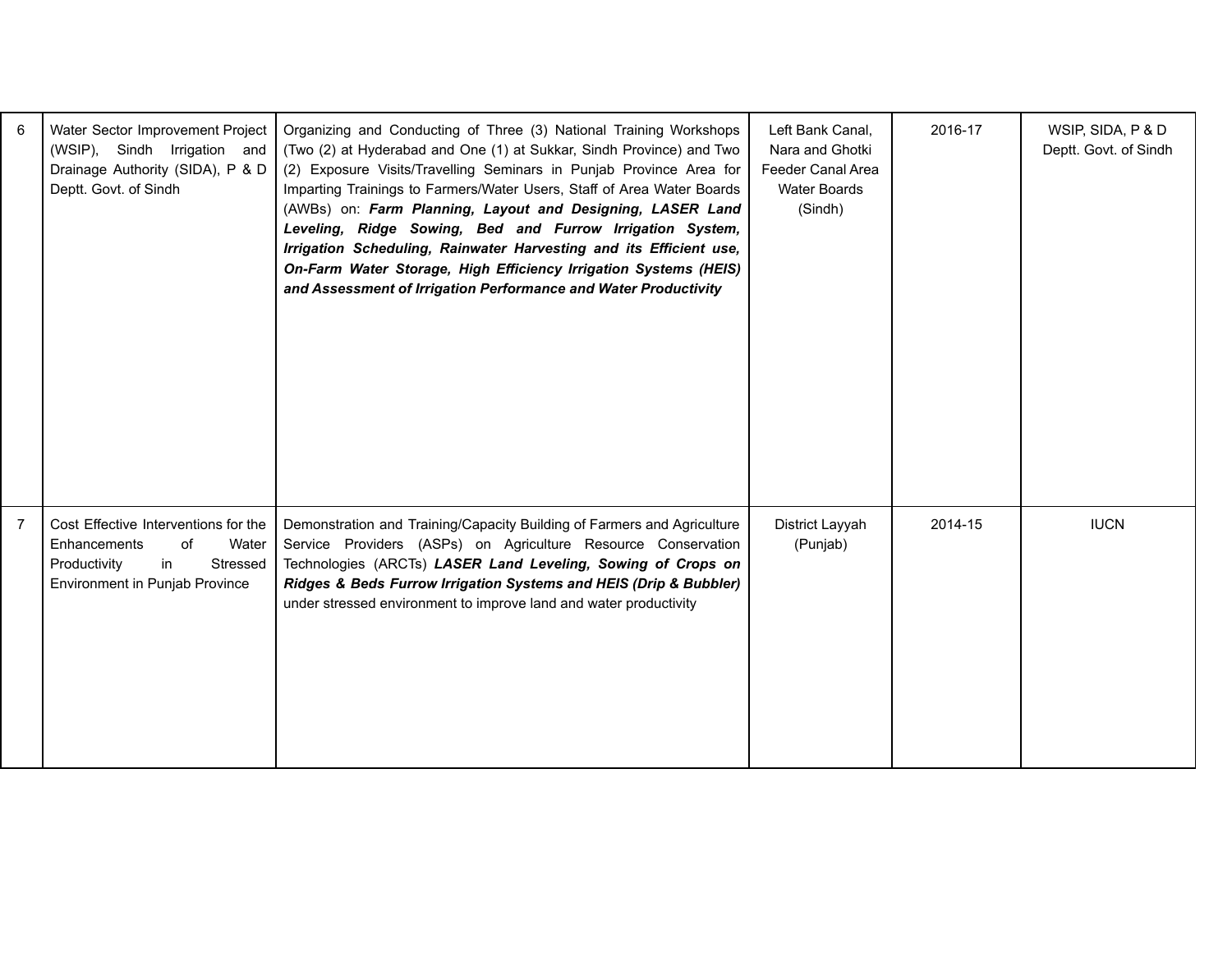| 6 | Water Sector Improvement Project (WSIP), Sindh Irrigation and Drainage Authority (SIDA), P & D Deptt. Govt. of Sindh | Organizing and Conducting of Three (3) National Training Workshops (Two (2) at Hyderabad and One (1) at Sukkar, Sindh Province) and Two (2) Exposure Visits/Travelling Seminars in Punjab Province Area for Imparting Trainings to Farmers/Water Users, Staff of Area Water Boards (AWBs) on: ***Farm Planning, Layout and Designing, LASER Land Leveling, Ridge Sowing, Bed and Furrow Irrigation System, Irrigation Scheduling, Rainwater Harvesting and its Efficient use, On-Farm Water Storage, High Efficiency Irrigation Systems (HEIS) and Assessment of Irrigation Performance and Water Productivity*** | Left Bank Canal, Nara and Ghotki Feeder Canal Area Water Boards (Sindh) | 2016-17 | WSIP, SIDA, P & D Deptt. Govt. of Sindh |
|---|---|---|---|---|---|
| 7 | Cost Effective Interventions for the Enhancements of Water Productivity in Stressed Environment in Punjab Province | Demonstration and Training/Capacity Building of Farmers and Agriculture Service Providers (ASPs) on Agriculture Resource Conservation Technologies (ARCTs) ***LASER Land Leveling, Sowing of Crops on Ridges & Beds Furrow Irrigation Systems and HEIS (Drip & Bubbler)*** under stressed environment to improve land and water productivity | District Layyah (Punjab) | 2014-15 | IUCN |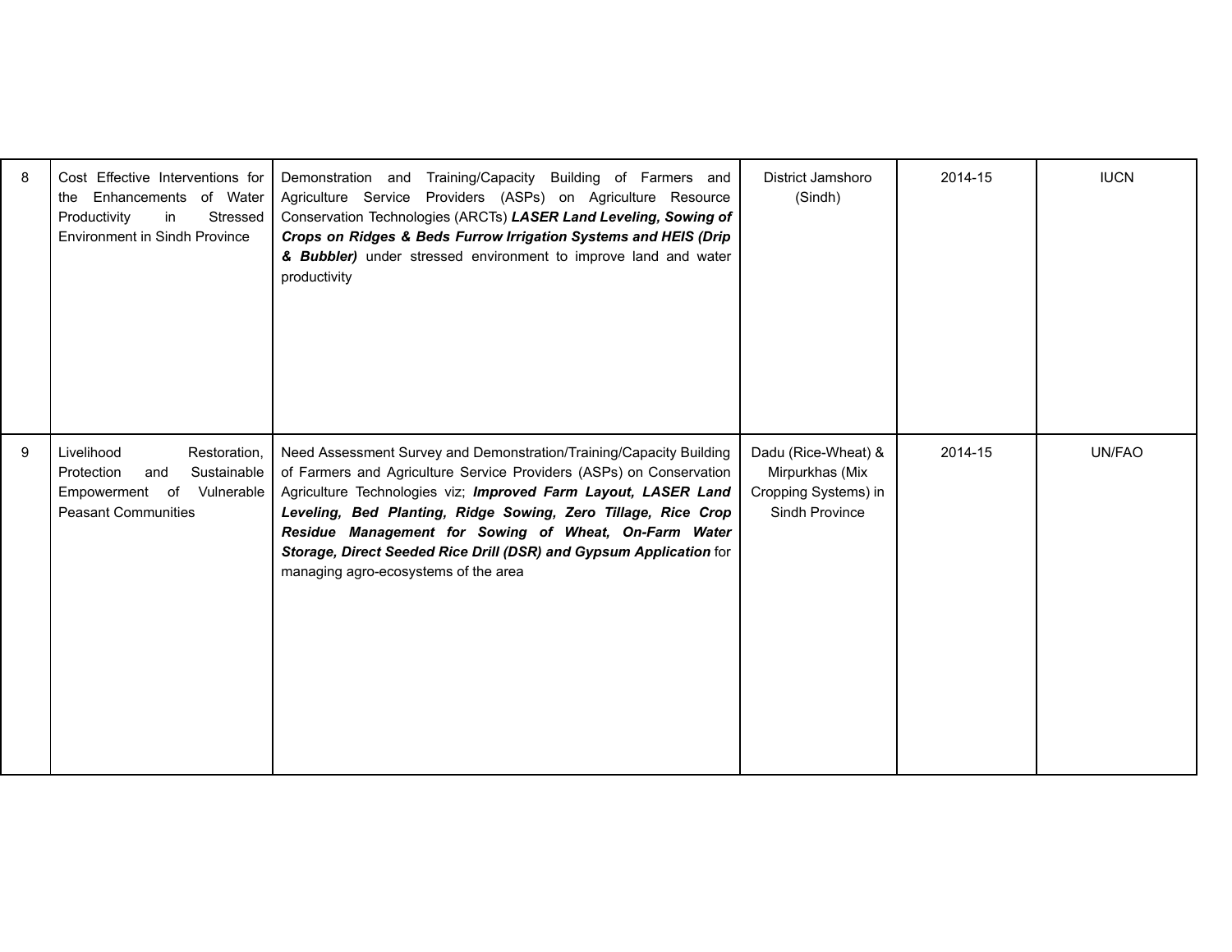| | | | | | |
|---|---|---|---|---|---|
| 8 | Cost Effective Interventions for the Enhancements of Water Productivity in Stressed Environment in Sindh Province | Demonstration and Training/Capacity Building of Farmers and Agriculture Service Providers (ASPs) on Agriculture Resource Conservation Technologies (ARCTs) ***LASER Land Leveling, Sowing of Crops on Ridges & Beds Furrow Irrigation Systems and HEIS (Drip & Bubbler)*** under stressed environment to improve land and water productivity | District Jamshoro (Sindh) | 2014-15 | IUCN |
| 9 | Livelihood Restoration, Protection and Sustainable Empowerment of Vulnerable Peasant Communities | Need Assessment Survey and Demonstration/Training/Capacity Building of Farmers and Agriculture Service Providers (ASPs) on Conservation Agriculture Technologies viz; ***Improved Farm Layout, LASER Land Leveling, Bed Planting, Ridge Sowing, Zero Tillage, Rice Crop Residue Management for Sowing of Wheat, On-Farm Water Storage, Direct Seeded Rice Drill (DSR) and Gypsum Application*** for managing agro-ecosystems of the area | Dadu (Rice-Wheat) & Mirpurkhas (Mix Cropping Systems) in Sindh Province | 2014-15 | UN/FAO |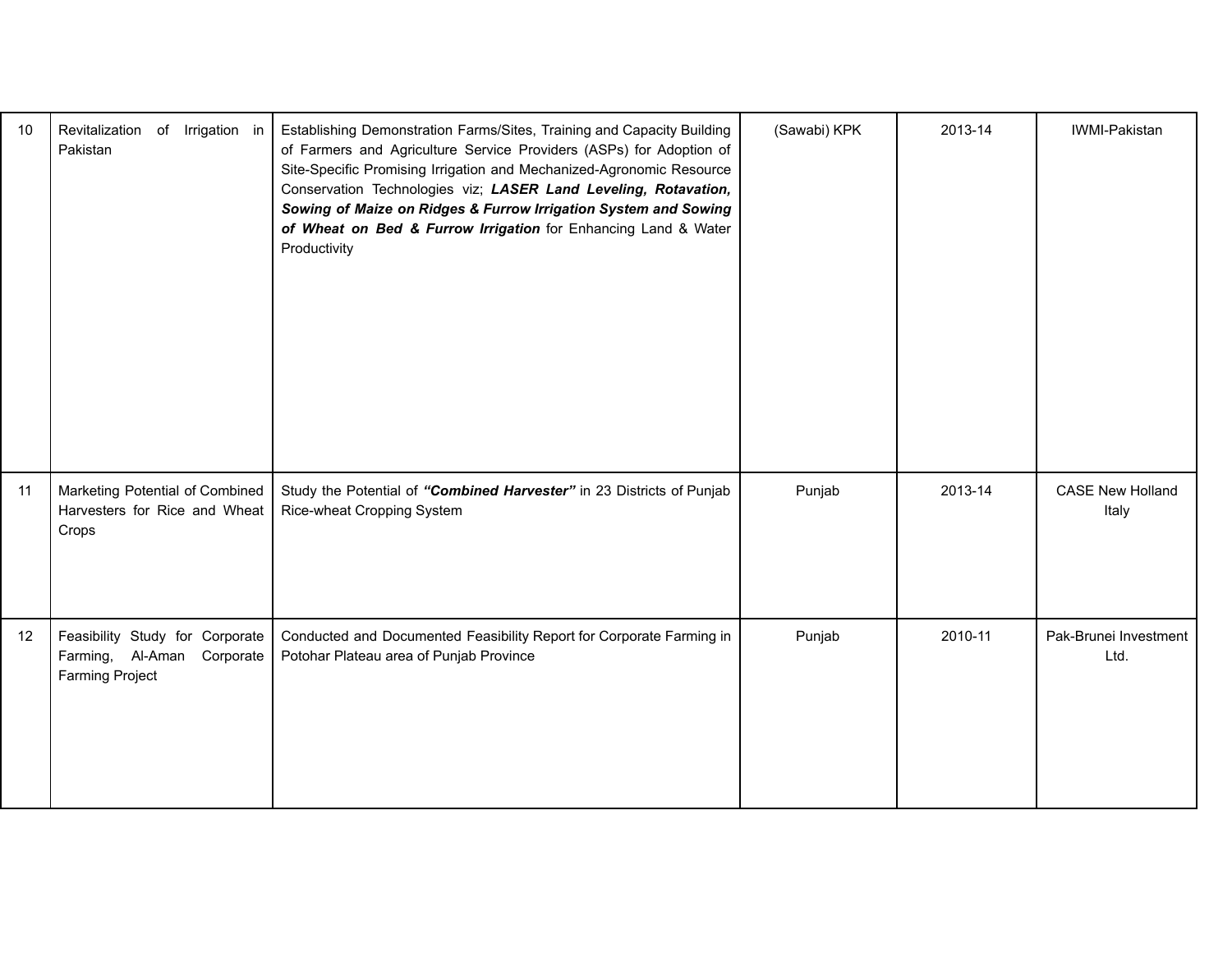| | | | | | |
|---|---|---|---|---|---|
| 10 | Revitalization of Irrigation in Pakistan | Establishing Demonstration Farms/Sites, Training and Capacity Building of Farmers and Agriculture Service Providers (ASPs) for Adoption of Site-Specific Promising Irrigation and Mechanized-Agronomic Resource Conservation Technologies viz; ***LASER Land Leveling, Rotavation, Sowing of Maize on Ridges & Furrow Irrigation System and Sowing of Wheat on Bed & Furrow Irrigation*** for Enhancing Land & Water Productivity | (Sawabi) KPK | 2013-14 | IWMI-Pakistan |
| 11 | Marketing Potential of Combined Harvesters for Rice and Wheat Crops | Study the Potential of ***"Combined Harvester"*** in 23 Districts of Punjab Rice-wheat Cropping System | Punjab | 2013-14 | CASE New Holland Italy |
| 12 | Feasibility Study for Corporate Farming, Al-Aman Corporate Farming Project | Conducted and Documented Feasibility Report for Corporate Farming in Potohar Plateau area of Punjab Province | Punjab | 2010-11 | Pak-Brunei Investment Ltd. |